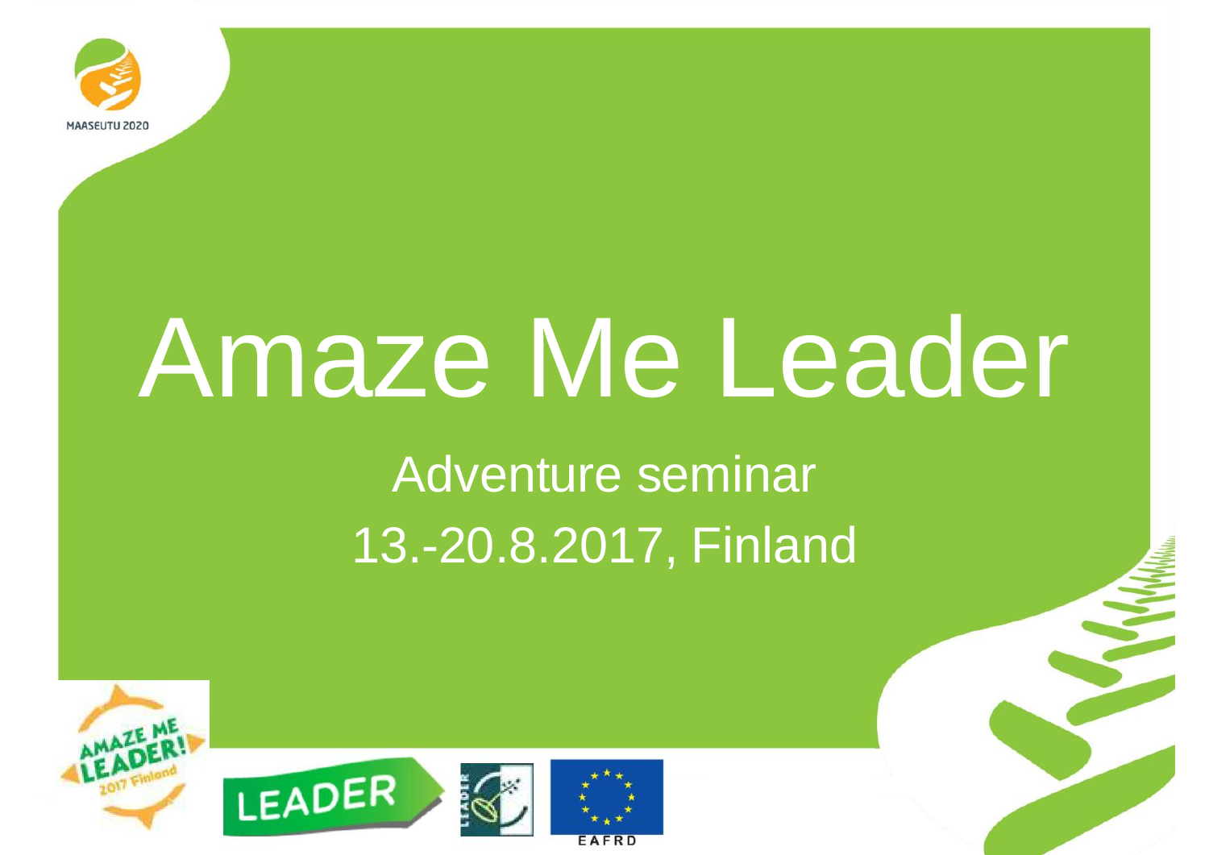MAASEUTU 2020

# Amaze Me Leader

## Adventure seminar
## 13.-20.8.2017, Finland

AMAZE ME LEADER! 2017 Finland

LEADER

EAFRD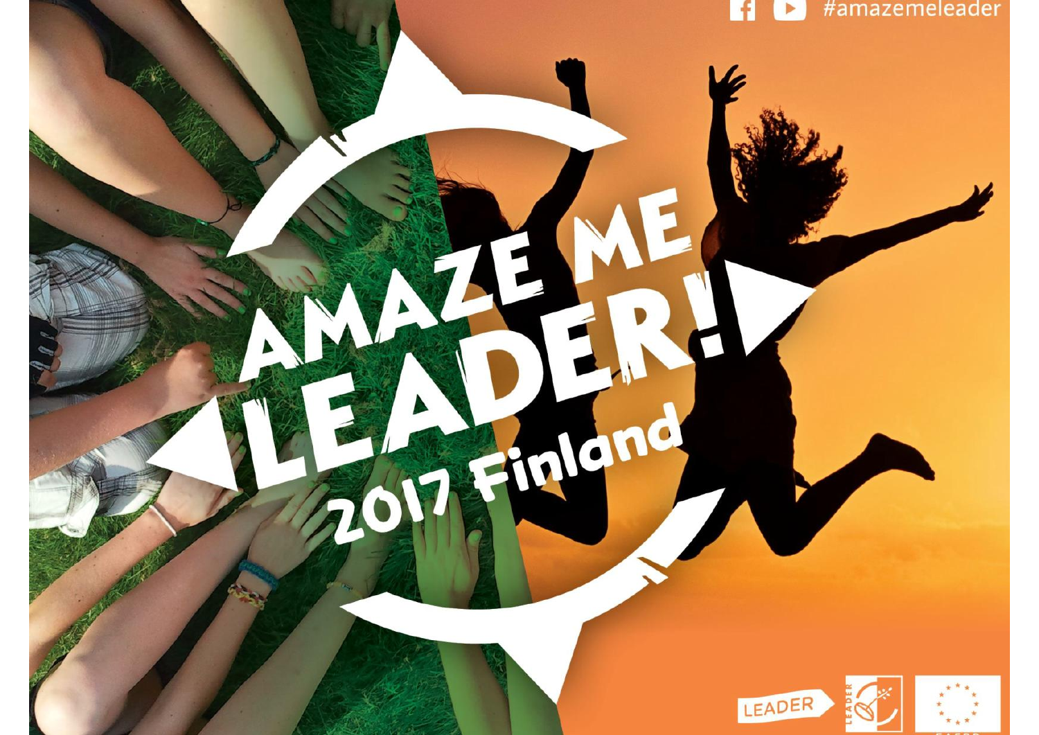#amazemeleader

# AMAZE ME LEADER!

2017 Finland

LEADER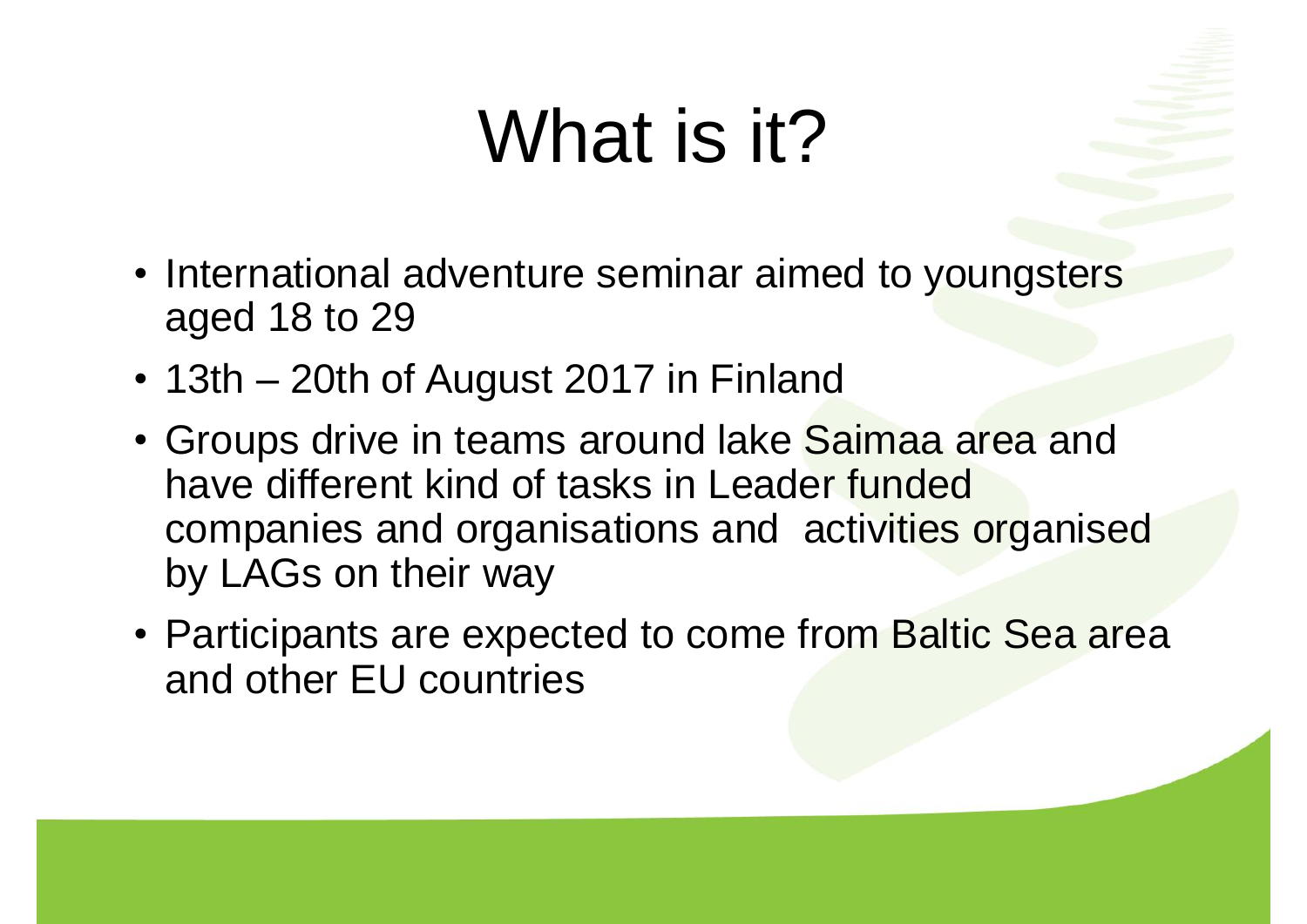# What is it?

- International adventure seminar aimed to youngsters aged 18 to 29
- 13th – 20th of August 2017 in Finland
- Groups drive in teams around lake Saimaa area and have different kind of tasks in Leader funded companies and organisations and activities organised by LAGs on their way
- Participants are expected to come from Baltic Sea area and other EU countries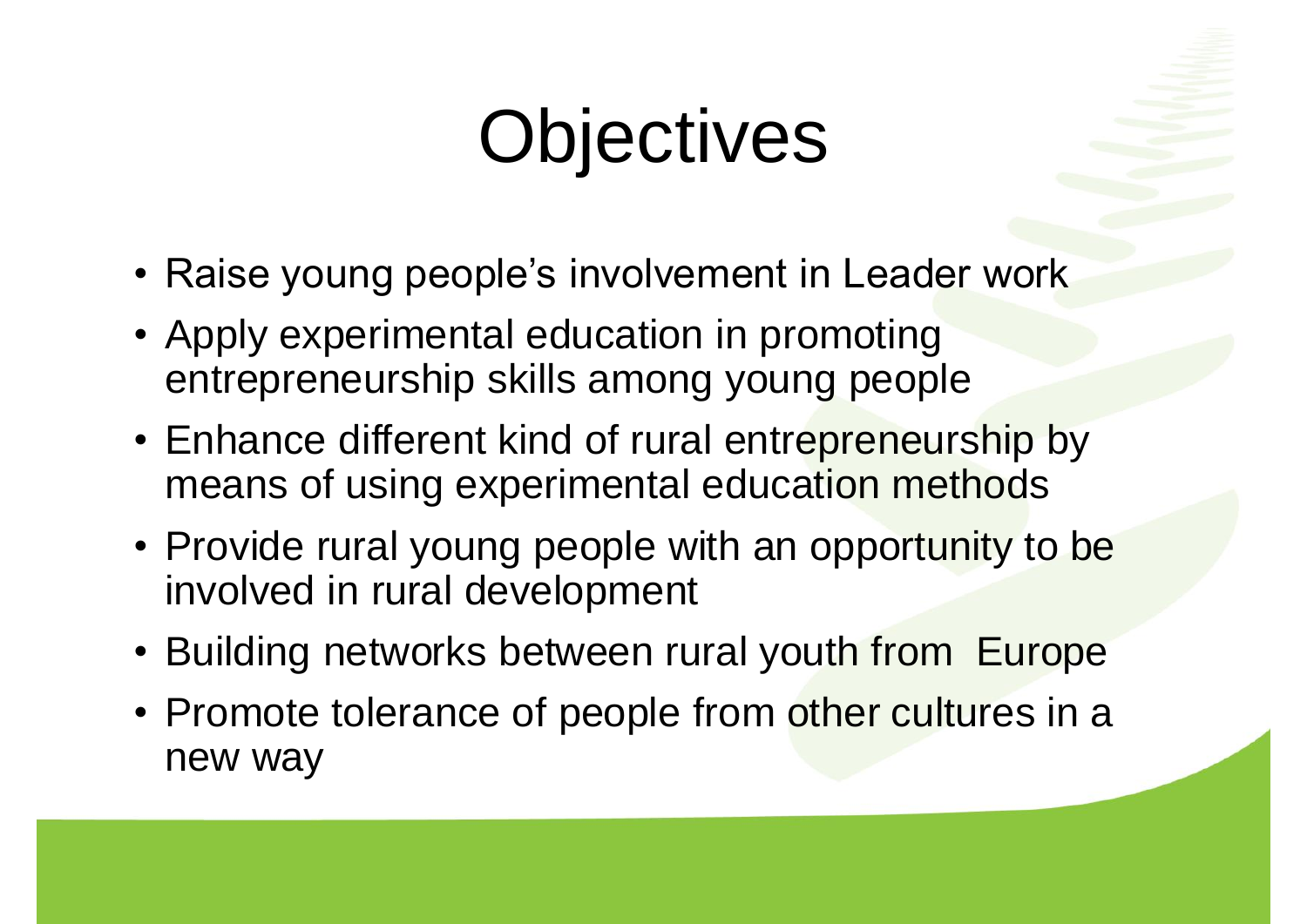# Objectives

- Raise young people's involvement in Leader work
- Apply experimental education in promoting entrepreneurship skills among young people
- Enhance different kind of rural entrepreneurship by means of using experimental education methods
- Provide rural young people with an opportunity to be involved in rural development
- Building networks between rural youth from  Europe
- Promote tolerance of people from other cultures in a new way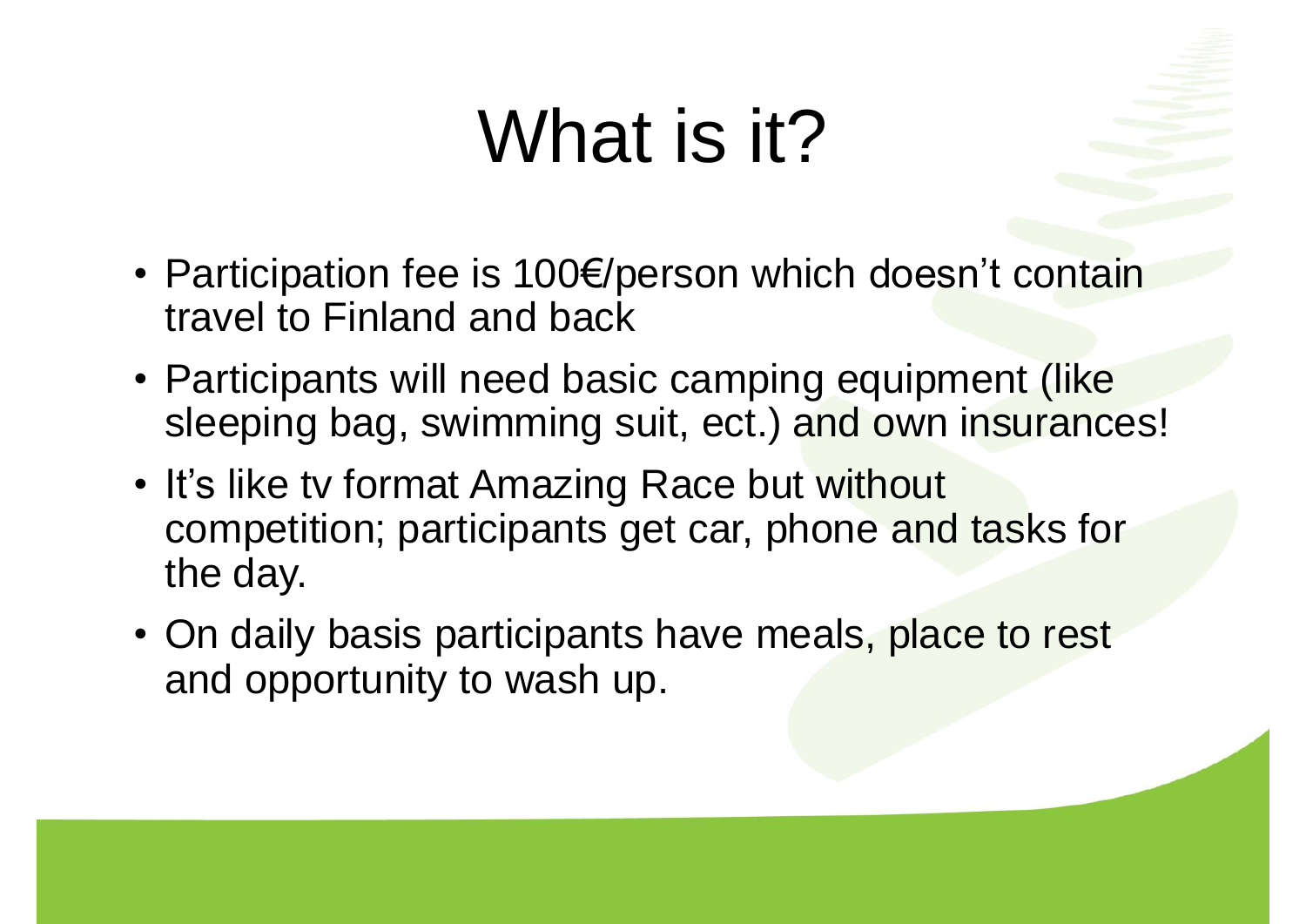# What is it?

- Participation fee is 100€/person which doesn't contain travel to Finland and back
- Participants will need basic camping equipment (like sleeping bag, swimming suit, ect.) and own insurances!
- It's like tv format Amazing Race but without competition; participants get car, phone and tasks for the day.
- On daily basis participants have meals, place to rest and opportunity to wash up.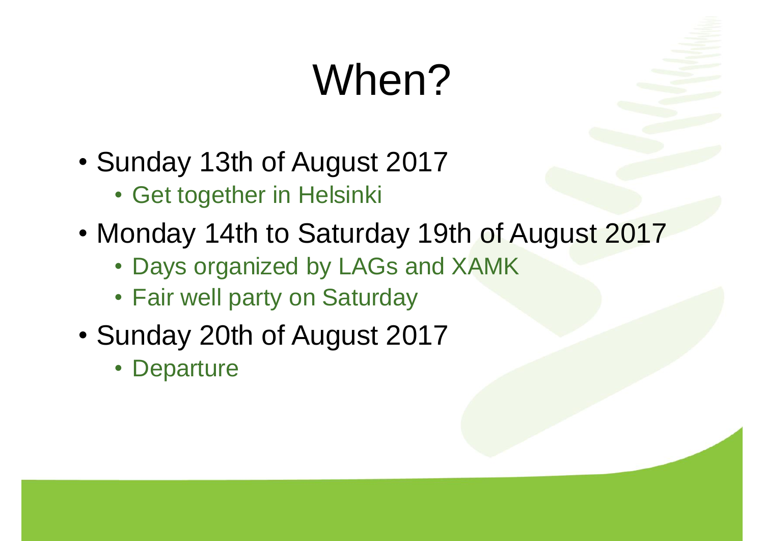# When?

- Sunday 13th of August 2017
  - Get together in Helsinki
- Monday 14th to Saturday 19th of August 2017
  - Days organized by LAGs and XAMK
  - Fair well party on Saturday
- Sunday 20th of August 2017
  - Departure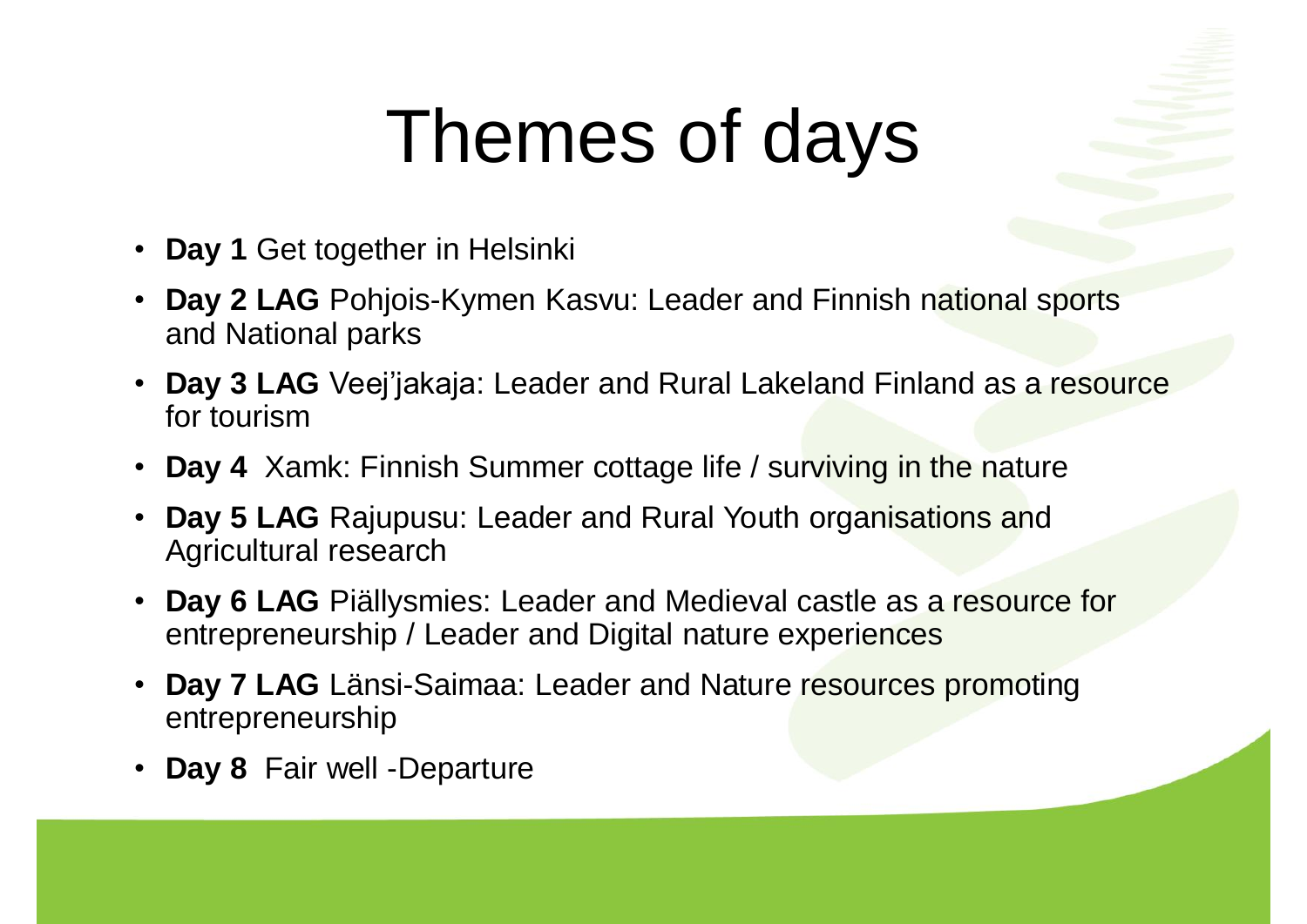# Themes of days

- **Day 1** Get together in Helsinki
- **Day 2 LAG** Pohjois-Kymen Kasvu: Leader and Finnish national sports and National parks
- **Day 3 LAG** Veej'jakaja: Leader and Rural Lakeland Finland as a resource for tourism
- **Day 4** Xamk: Finnish Summer cottage life / surviving in the nature
- **Day 5 LAG** Rajupusu: Leader and Rural Youth organisations and Agricultural research
- **Day 6 LAG** Piällysmies: Leader and Medieval castle as a resource for entrepreneurship / Leader and Digital nature experiences
- **Day 7 LAG** Länsi-Saimaa: Leader and Nature resources promoting entrepreneurship
- **Day 8** Fair well -Departure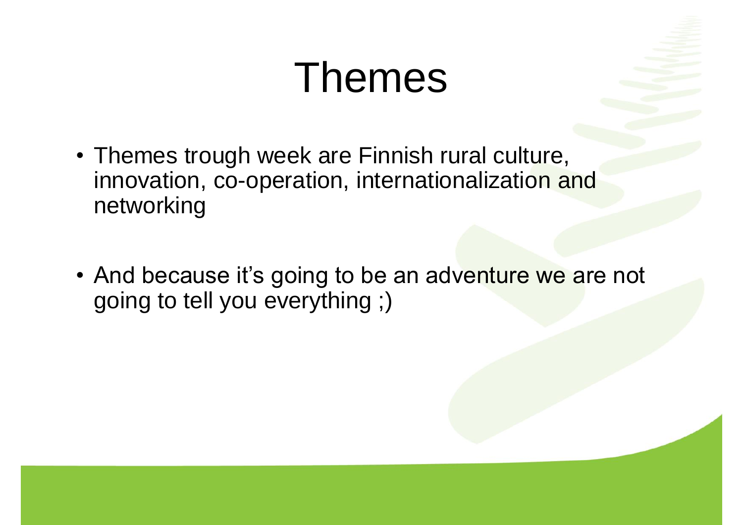# Themes

- Themes trough week are Finnish rural culture, innovation, co-operation, internationalization and networking

- And because it's going to be an adventure we are not going to tell you everything ;)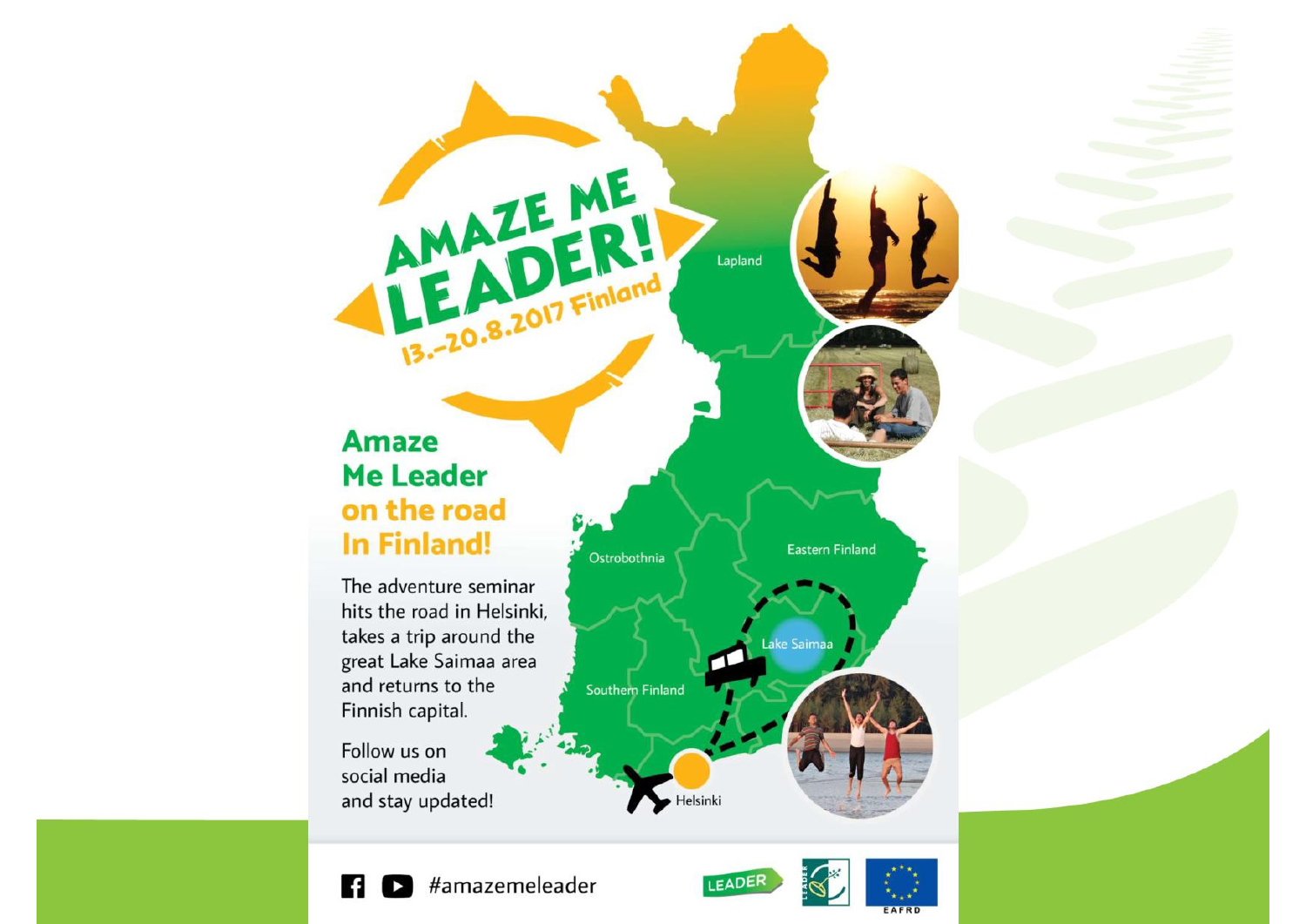# AMAZE ME LEADER!

13.-20.8.2017 Finland

## Amaze Me Leader on the road In Finland!

The adventure seminar hits the road in Helsinki, takes a trip around the great Lake Saimaa area and returns to the Finnish capital.

Follow us on social media and stay updated!

Lapland

Ostrobothnia

Eastern Finland

Lake Saimaa

Southern Finland

Helsinki

#amazemeleader

LEADER

EAFRD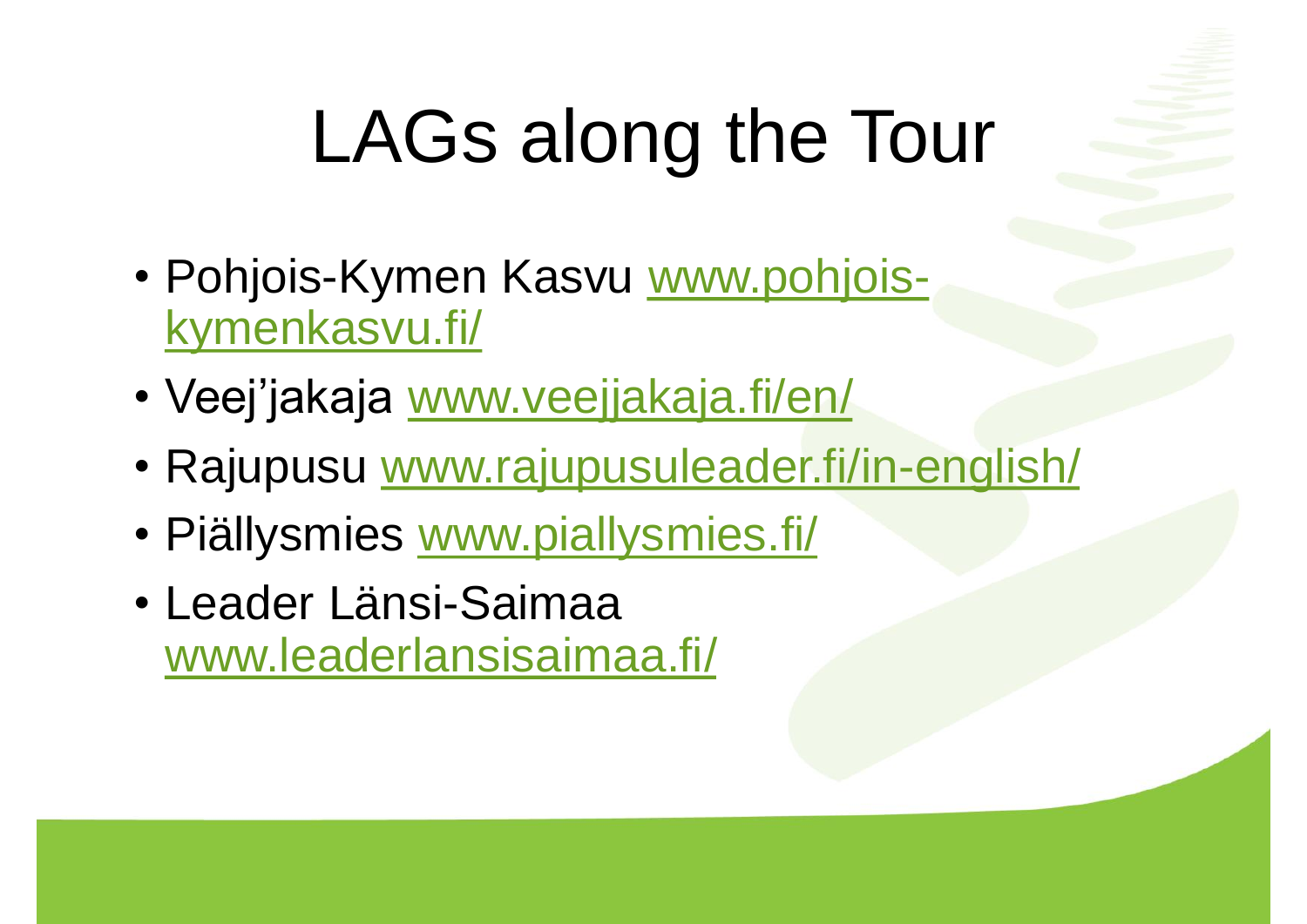# LAGs along the Tour

- Pohjois-Kymen Kasvu www.pohjois-kymenkasvu.fi/
- Veej'jakaja www.veejjakaja.fi/en/
- Rajupusu www.rajupusuleader.fi/in-english/
- Piällysmies www.piallysmies.fi/
- Leader Länsi-Saimaa www.leaderlansisaimaa.fi/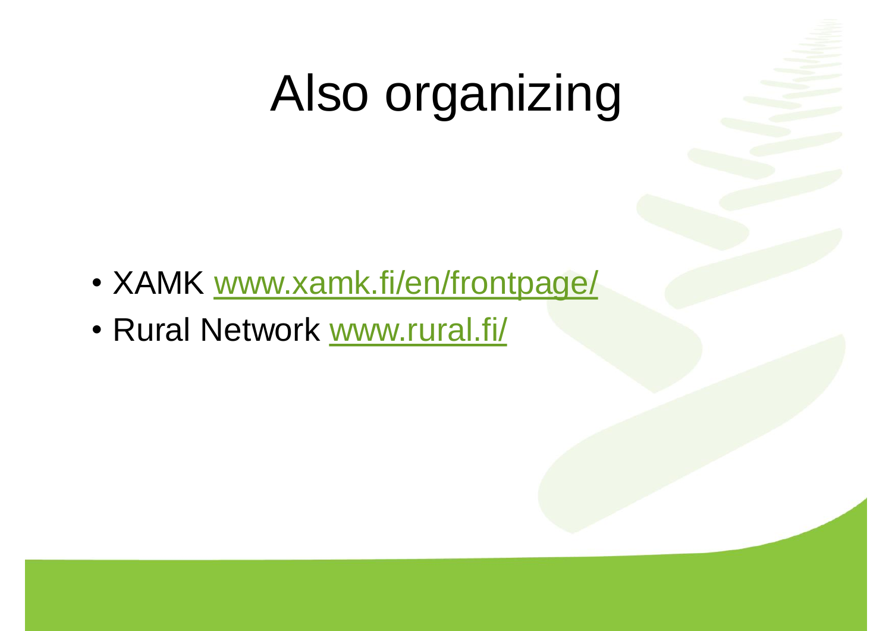# Also organizing

- XAMK www.xamk.fi/en/frontpage/
- Rural Network www.rural.fi/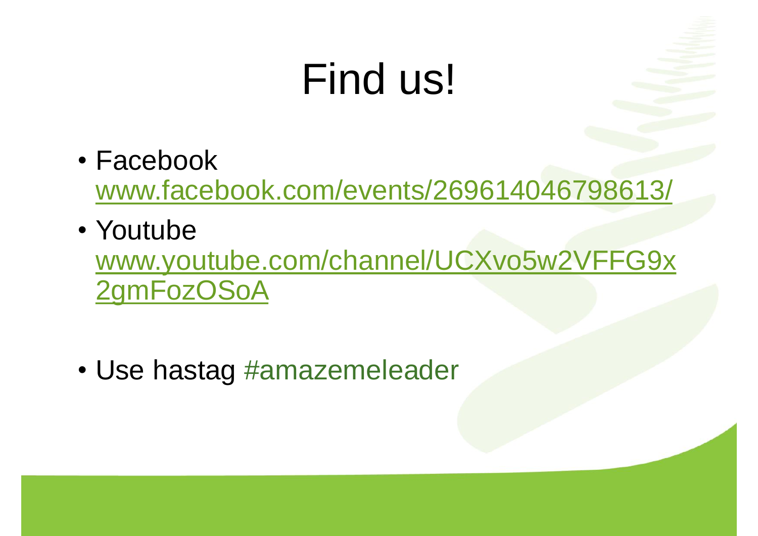# Find us!

- Facebook
  www.facebook.com/events/269614046798613/
- Youtube
  www.youtube.com/channel/UCXvo5w2VFFG9x2gmFozOSoA
- Use hastag #amazemeleader